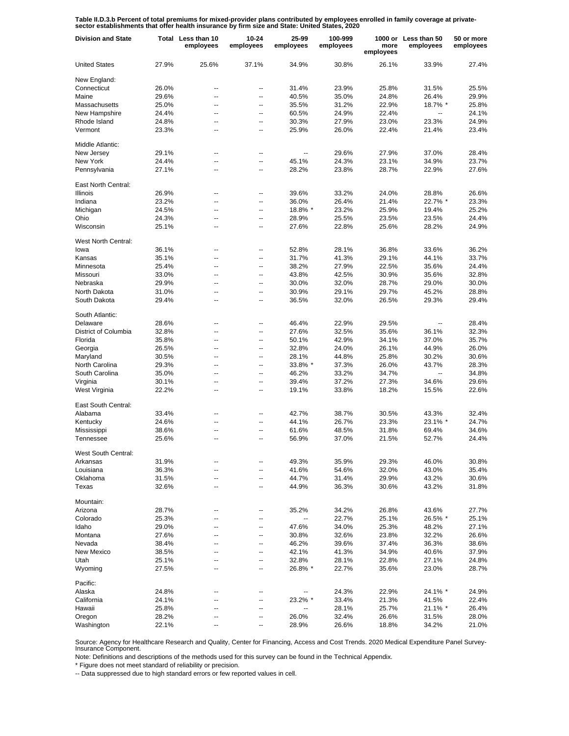**Table II.D.3.b Percent of total premiums for mixed-provider plans contributed by employees enrolled in family coverage at private-sector establishments that offer health insurance by firm size and State: United States, 2020**

| Division and State | Total | Less than 10 employees | 10-24 employees | 25-99 employees | 100-999 employees | 1000 or more employees | Less than 50 employees | 50 or more employees |
|---|---|---|---|---|---|---|---|---|
| United States | 27.9% | 25.6% | 37.1% | 34.9% | 30.8% | 26.1% | 33.9% | 27.4% |
| New England: | | | | | | | | |
| Connecticut | 26.0% | -- | -- | 31.4% | 23.9% | 25.8% | 31.5% | 25.5% |
| Maine | 29.6% | -- | -- | 40.5% | 35.0% | 24.8% | 26.4% | 29.9% |
| Massachusetts | 25.0% | -- | -- | 35.5% | 31.2% | 22.9% | 18.7% * | 25.8% |
| New Hampshire | 24.4% | -- | -- | 60.5% | 24.9% | 22.4% | -- | 24.1% |
| Rhode Island | 24.8% | -- | -- | 30.3% | 27.9% | 23.0% | 23.3% | 24.9% |
| Vermont | 23.3% | -- | -- | 25.9% | 26.0% | 22.4% | 21.4% | 23.4% |
| Middle Atlantic: | | | | | | | | |
| New Jersey | 29.1% | -- | -- | -- | 29.6% | 27.9% | 37.0% | 28.4% |
| New York | 24.4% | -- | -- | 45.1% | 24.3% | 23.1% | 34.9% | 23.7% |
| Pennsylvania | 27.1% | -- | -- | 28.2% | 23.8% | 28.7% | 22.9% | 27.6% |
| East North Central: | | | | | | | | |
| Illinois | 26.9% | -- | -- | 39.6% | 33.2% | 24.0% | 28.8% | 26.6% |
| Indiana | 23.2% | -- | -- | 36.0% | 26.4% | 21.4% | 22.7% * | 23.3% |
| Michigan | 24.5% | -- | -- | 18.8% * | 23.2% | 25.9% | 19.4% | 25.2% |
| Ohio | 24.3% | -- | -- | 28.9% | 25.5% | 23.5% | 23.5% | 24.4% |
| Wisconsin | 25.1% | -- | -- | 27.6% | 22.8% | 25.6% | 28.2% | 24.9% |
| West North Central: | | | | | | | | |
| Iowa | 36.1% | -- | -- | 52.8% | 28.1% | 36.8% | 33.6% | 36.2% |
| Kansas | 35.1% | -- | -- | 31.7% | 41.3% | 29.1% | 44.1% | 33.7% |
| Minnesota | 25.4% | -- | -- | 38.2% | 27.9% | 22.5% | 35.6% | 24.4% |
| Missouri | 33.0% | -- | -- | 43.8% | 42.5% | 30.9% | 35.6% | 32.8% |
| Nebraska | 29.9% | -- | -- | 30.0% | 32.0% | 28.7% | 29.0% | 30.0% |
| North Dakota | 31.0% | -- | -- | 30.9% | 29.1% | 29.7% | 45.2% | 28.8% |
| South Dakota | 29.4% | -- | -- | 36.5% | 32.0% | 26.5% | 29.3% | 29.4% |
| South Atlantic: | | | | | | | | |
| Delaware | 28.6% | -- | -- | 46.4% | 22.9% | 29.5% | -- | 28.4% |
| District of Columbia | 32.8% | -- | -- | 27.6% | 32.5% | 35.6% | 36.1% | 32.3% |
| Florida | 35.8% | -- | -- | 50.1% | 42.9% | 34.1% | 37.0% | 35.7% |
| Georgia | 26.5% | -- | -- | 32.8% | 24.0% | 26.1% | 44.9% | 26.0% |
| Maryland | 30.5% | -- | -- | 28.1% | 44.8% | 25.8% | 30.2% | 30.6% |
| North Carolina | 29.3% | -- | -- | 33.8% * | 37.3% | 26.0% | 43.7% | 28.3% |
| South Carolina | 35.0% | -- | -- | 46.2% | 33.2% | 34.7% | -- | 34.8% |
| Virginia | 30.1% | -- | -- | 39.4% | 37.2% | 27.3% | 34.6% | 29.6% |
| West Virginia | 22.2% | -- | -- | 19.1% | 33.8% | 18.2% | 15.5% | 22.6% |
| East South Central: | | | | | | | | |
| Alabama | 33.4% | -- | -- | 42.7% | 38.7% | 30.5% | 43.3% | 32.4% |
| Kentucky | 24.6% | -- | -- | 44.1% | 26.7% | 23.3% | 23.1% * | 24.7% |
| Mississippi | 38.6% | -- | -- | 61.6% | 48.5% | 31.8% | 69.4% | 34.6% |
| Tennessee | 25.6% | -- | -- | 56.9% | 37.0% | 21.5% | 52.7% | 24.4% |
| West South Central: | | | | | | | | |
| Arkansas | 31.9% | -- | -- | 49.3% | 35.9% | 29.3% | 46.0% | 30.8% |
| Louisiana | 36.3% | -- | -- | 41.6% | 54.6% | 32.0% | 43.0% | 35.4% |
| Oklahoma | 31.5% | -- | -- | 44.7% | 31.4% | 29.9% | 43.2% | 30.6% |
| Texas | 32.6% | -- | -- | 44.9% | 36.3% | 30.6% | 43.2% | 31.8% |
| Mountain: | | | | | | | | |
| Arizona | 28.7% | -- | -- | 35.2% | 34.2% | 26.8% | 43.6% | 27.7% |
| Colorado | 25.3% | -- | -- | -- | 22.7% | 25.1% | 26.5% * | 25.1% |
| Idaho | 29.0% | -- | -- | 47.6% | 34.0% | 25.3% | 48.2% | 27.1% |
| Montana | 27.6% | -- | -- | 30.8% | 32.6% | 23.8% | 32.2% | 26.6% |
| Nevada | 38.4% | -- | -- | 46.2% | 39.6% | 37.4% | 36.3% | 38.6% |
| New Mexico | 38.5% | -- | -- | 42.1% | 41.3% | 34.9% | 40.6% | 37.9% |
| Utah | 25.1% | -- | -- | 32.8% | 28.1% | 22.8% | 27.1% | 24.8% |
| Wyoming | 27.5% | -- | -- | 26.8% * | 22.7% | 35.6% | 23.0% | 28.7% |
| Pacific: | | | | | | | | |
| Alaska | 24.8% | -- | -- | -- | 24.3% | 22.9% | 24.1% * | 24.9% |
| California | 24.1% | -- | -- | 23.2% * | 33.4% | 21.3% | 41.5% | 22.4% |
| Hawaii | 25.8% | -- | -- | -- | 28.1% | 25.7% | 21.1% * | 26.4% |
| Oregon | 28.2% | -- | -- | 26.0% | 32.4% | 26.6% | 31.5% | 28.0% |
| Washington | 22.1% | -- | -- | 28.9% | 26.6% | 18.8% | 34.2% | 21.0% |

Source: Agency for Healthcare Research and Quality, Center for Financing, Access and Cost Trends. 2020 Medical Expenditure Panel Survey-Insurance Component.

Note: Definitions and descriptions of the methods used for this survey can be found in the Technical Appendix.

* Figure does not meet standard of reliability or precision.

-- Data suppressed due to high standard errors or few reported values in cell.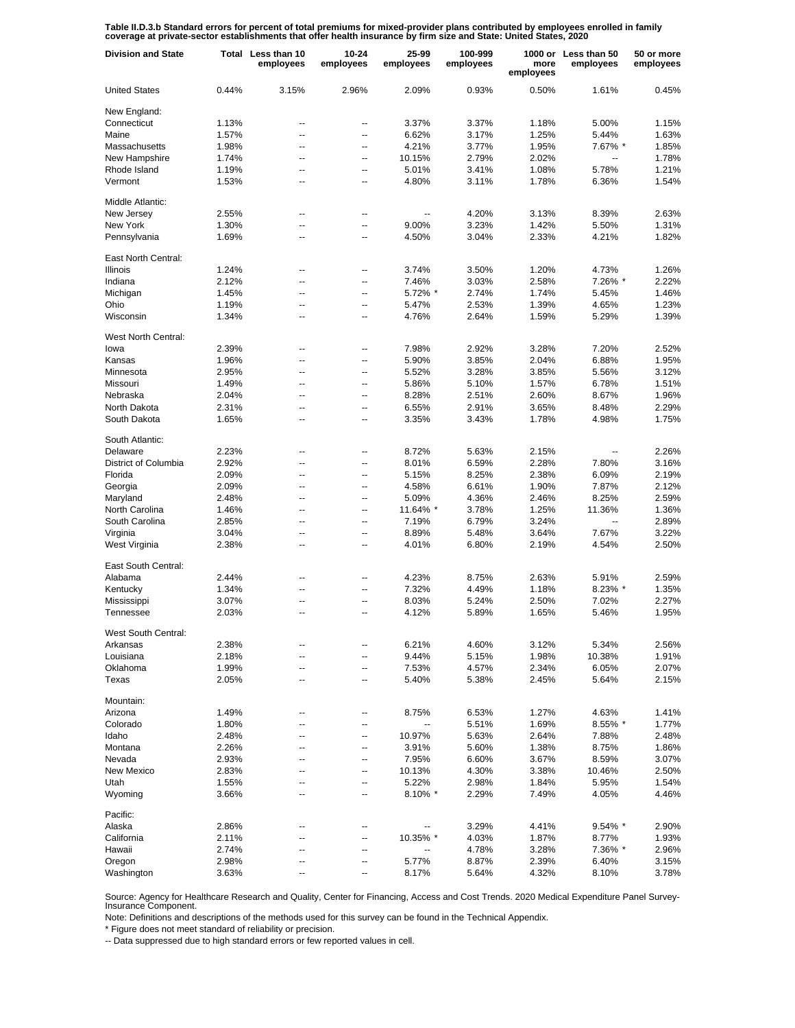**Table II.D.3.b Standard errors for percent of total premiums for mixed-provider plans contributed by employees enrolled in family coverage at private-sector establishments that offer health insurance by firm size and State: United States, 2020**

| Division and State | Total | Less than 10 employees | 10-24 employees | 25-99 employees | 100-999 employees | 1000 or more employees | Less than 50 employees | 50 or more employees |
|---|---|---|---|---|---|---|---|---|
| United States | 0.44% | 3.15% | 2.96% | 2.09% | 0.93% | 0.50% | 1.61% | 0.45% |
| New England: | | | | | | | | |
| Connecticut | 1.13% | -- | -- | 3.37% | 3.37% | 1.18% | 5.00% | 1.15% |
| Maine | 1.57% | -- | -- | 6.62% | 3.17% | 1.25% | 5.44% | 1.63% |
| Massachusetts | 1.98% | -- | -- | 4.21% | 3.77% | 1.95% | 7.67% * | 1.85% |
| New Hampshire | 1.74% | -- | -- | 10.15% | 2.79% | 2.02% | -- | 1.78% |
| Rhode Island | 1.19% | -- | -- | 5.01% | 3.41% | 1.08% | 5.78% | 1.21% |
| Vermont | 1.53% | -- | -- | 4.80% | 3.11% | 1.78% | 6.36% | 1.54% |
| Middle Atlantic: | | | | | | | | |
| New Jersey | 2.55% | -- | -- | -- | 4.20% | 3.13% | 8.39% | 2.63% |
| New York | 1.30% | -- | -- | 9.00% | 3.23% | 1.42% | 5.50% | 1.31% |
| Pennsylvania | 1.69% | -- | -- | 4.50% | 3.04% | 2.33% | 4.21% | 1.82% |
| East North Central: | | | | | | | | |
| Illinois | 1.24% | -- | -- | 3.74% | 3.50% | 1.20% | 4.73% | 1.26% |
| Indiana | 2.12% | -- | -- | 7.46% | 3.03% | 2.58% | 7.26% * | 2.22% |
| Michigan | 1.45% | -- | -- | 5.72% * | 2.74% | 1.74% | 5.45% | 1.46% |
| Ohio | 1.19% | -- | -- | 5.47% | 2.53% | 1.39% | 4.65% | 1.23% |
| Wisconsin | 1.34% | -- | -- | 4.76% | 2.64% | 1.59% | 5.29% | 1.39% |
| West North Central: | | | | | | | | |
| Iowa | 2.39% | -- | -- | 7.98% | 2.92% | 3.28% | 7.20% | 2.52% |
| Kansas | 1.96% | -- | -- | 5.90% | 3.85% | 2.04% | 6.88% | 1.95% |
| Minnesota | 2.95% | -- | -- | 5.52% | 3.28% | 3.85% | 5.56% | 3.12% |
| Missouri | 1.49% | -- | -- | 5.86% | 5.10% | 1.57% | 6.78% | 1.51% |
| Nebraska | 2.04% | -- | -- | 8.28% | 2.51% | 2.60% | 8.67% | 1.96% |
| North Dakota | 2.31% | -- | -- | 6.55% | 2.91% | 3.65% | 8.48% | 2.29% |
| South Dakota | 1.65% | -- | -- | 3.35% | 3.43% | 1.78% | 4.98% | 1.75% |
| South Atlantic: | | | | | | | | |
| Delaware | 2.23% | -- | -- | 8.72% | 5.63% | 2.15% | -- | 2.26% |
| District of Columbia | 2.92% | -- | -- | 8.01% | 6.59% | 2.28% | 7.80% | 3.16% |
| Florida | 2.09% | -- | -- | 5.15% | 8.25% | 2.38% | 6.09% | 2.19% |
| Georgia | 2.09% | -- | -- | 4.58% | 6.61% | 1.90% | 7.87% | 2.12% |
| Maryland | 2.48% | -- | -- | 5.09% | 4.36% | 2.46% | 8.25% | 2.59% |
| North Carolina | 1.46% | -- | -- | 11.64% * | 3.78% | 1.25% | 11.36% | 1.36% |
| South Carolina | 2.85% | -- | -- | 7.19% | 6.79% | 3.24% | -- | 2.89% |
| Virginia | 3.04% | -- | -- | 8.89% | 5.48% | 3.64% | 7.67% | 3.22% |
| West Virginia | 2.38% | -- | -- | 4.01% | 6.80% | 2.19% | 4.54% | 2.50% |
| East South Central: | | | | | | | | |
| Alabama | 2.44% | -- | -- | 4.23% | 8.75% | 2.63% | 5.91% | 2.59% |
| Kentucky | 1.34% | -- | -- | 7.32% | 4.49% | 1.18% | 8.23% * | 1.35% |
| Mississippi | 3.07% | -- | -- | 8.03% | 5.24% | 2.50% | 7.02% | 2.27% |
| Tennessee | 2.03% | -- | -- | 4.12% | 5.89% | 1.65% | 5.46% | 1.95% |
| West South Central: | | | | | | | | |
| Arkansas | 2.38% | -- | -- | 6.21% | 4.60% | 3.12% | 5.34% | 2.56% |
| Louisiana | 2.18% | -- | -- | 9.44% | 5.15% | 1.98% | 10.38% | 1.91% |
| Oklahoma | 1.99% | -- | -- | 7.53% | 4.57% | 2.34% | 6.05% | 2.07% |
| Texas | 2.05% | -- | -- | 5.40% | 5.38% | 2.45% | 5.64% | 2.15% |
| Mountain: | | | | | | | | |
| Arizona | 1.49% | -- | -- | 8.75% | 6.53% | 1.27% | 4.63% | 1.41% |
| Colorado | 1.80% | -- | -- | -- | 5.51% | 1.69% | 8.55% * | 1.77% |
| Idaho | 2.48% | -- | -- | 10.97% | 5.63% | 2.64% | 7.88% | 2.48% |
| Montana | 2.26% | -- | -- | 3.91% | 5.60% | 1.38% | 8.75% | 1.86% |
| Nevada | 2.93% | -- | -- | 7.95% | 6.60% | 3.67% | 8.59% | 3.07% |
| New Mexico | 2.83% | -- | -- | 10.13% | 4.30% | 3.38% | 10.46% | 2.50% |
| Utah | 1.55% | -- | -- | 5.22% | 2.98% | 1.84% | 5.95% | 1.54% |
| Wyoming | 3.66% | -- | -- | 8.10% * | 2.29% | 7.49% | 4.05% | 4.46% |
| Pacific: | | | | | | | | |
| Alaska | 2.86% | -- | -- | -- | 3.29% | 4.41% | 9.54% * | 2.90% |
| California | 2.11% | -- | -- | 10.35% * | 4.03% | 1.87% | 8.77% | 1.93% |
| Hawaii | 2.74% | -- | -- | -- | 4.78% | 3.28% | 7.36% * | 2.96% |
| Oregon | 2.98% | -- | -- | 5.77% | 8.87% | 2.39% | 6.40% | 3.15% |
| Washington | 3.63% | -- | -- | 8.17% | 5.64% | 4.32% | 8.10% | 3.78% |

Source: Agency for Healthcare Research and Quality, Center for Financing, Access and Cost Trends. 2020 Medical Expenditure Panel Survey-Insurance Component.

Note: Definitions and descriptions of the methods used for this survey can be found in the Technical Appendix.

* Figure does not meet standard of reliability or precision.

-- Data suppressed due to high standard errors or few reported values in cell.